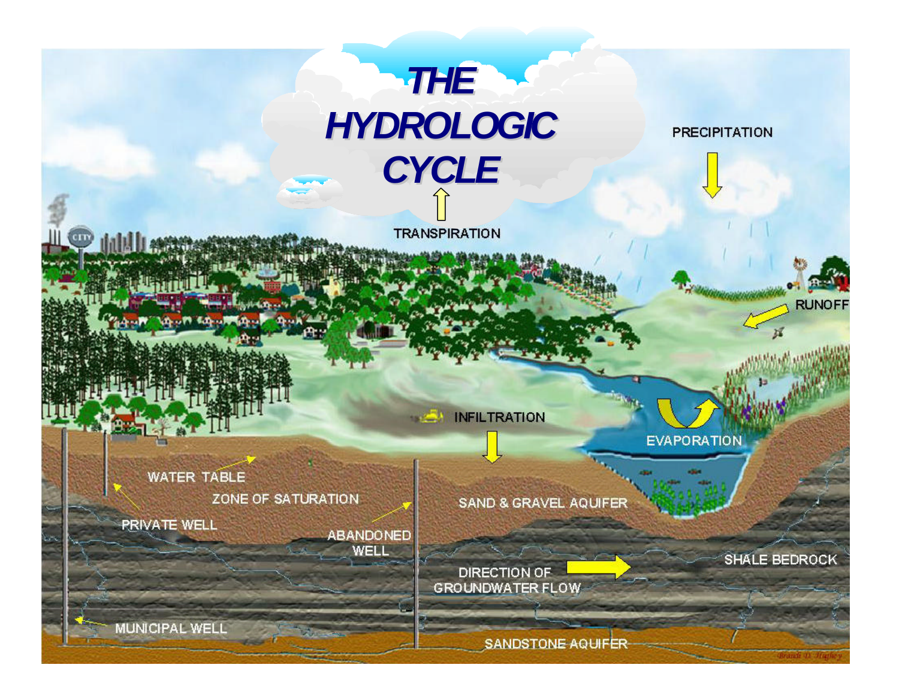# THE HYDROLOGIC CYCLE

PRECIPITATION

TRANSPIRATION

RUNOFF

INFILTRATION

EVAPORATION

WATER TABLE

ZONE OF SATURATION

PRIVATE WELL

ABANDONED WELL

SAND & GRAVEL AQUIFER

SHALE BEDROCK

DIRECTION OF GROUNDWATER FLOW

MUNICIPAL WELL

SANDSTONE AQUIFER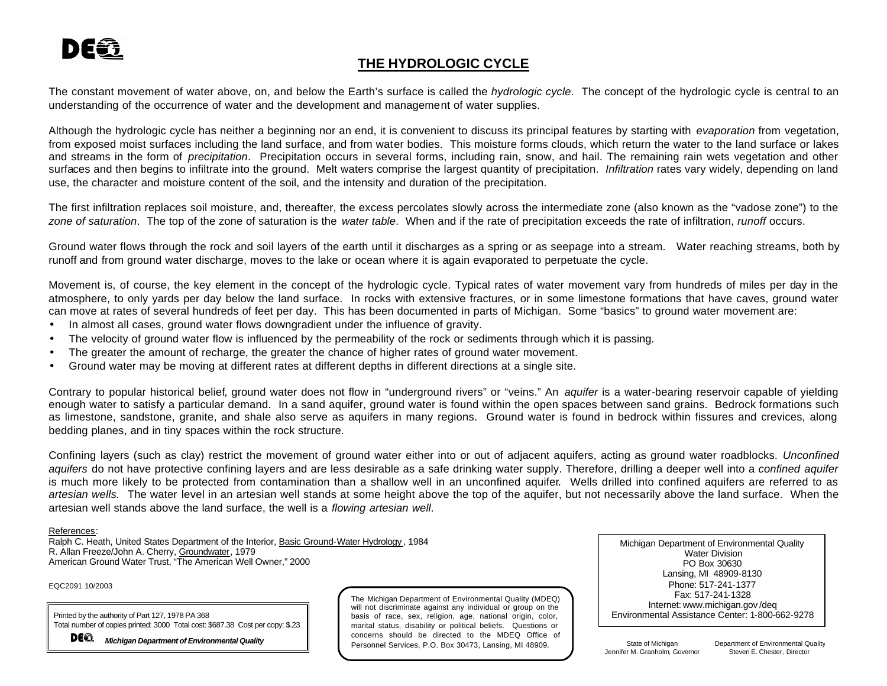## THE HYDROLOGIC CYCLE

The constant movement of water above, on, and below the Earth's surface is called the *hydrologic cycle*. The concept of the hydrologic cycle is central to an understanding of the occurrence of water and the development and management of water supplies.

Although the hydrologic cycle has neither a beginning nor an end, it is convenient to discuss its principal features by starting with *evaporation* from vegetation, from exposed moist surfaces including the land surface, and from water bodies. This moisture forms clouds, which return the water to the land surface or lakes and streams in the form of *precipitation*. Precipitation occurs in several forms, including rain, snow, and hail. The remaining rain wets vegetation and other surfaces and then begins to infiltrate into the ground. Melt waters comprise the largest quantity of precipitation. *Infiltration* rates vary widely, depending on land use, the character and moisture content of the soil, and the intensity and duration of the precipitation.

The first infiltration replaces soil moisture, and, thereafter, the excess percolates slowly across the intermediate zone (also known as the "vadose zone") to the *zone of saturation*. The top of the zone of saturation is the *water table*. When and if the rate of precipitation exceeds the rate of infiltration, *runoff* occurs.

Ground water flows through the rock and soil layers of the earth until it discharges as a spring or as seepage into a stream. Water reaching streams, both by runoff and from ground water discharge, moves to the lake or ocean where it is again evaporated to perpetuate the cycle.

Movement is, of course, the key element in the concept of the hydrologic cycle. Typical rates of water movement vary from hundreds of miles per day in the atmosphere, to only yards per day below the land surface. In rocks with extensive fractures, or in some limestone formations that have caves, ground water can move at rates of several hundreds of feet per day. This has been documented in parts of Michigan. Some "basics" to ground water movement are:

- In almost all cases, ground water flows downgradient under the influence of gravity.
- The velocity of ground water flow is influenced by the permeability of the rock or sediments through which it is passing.
- The greater the amount of recharge, the greater the chance of higher rates of ground water movement.
- Ground water may be moving at different rates at different depths in different directions at a single site.

Contrary to popular historical belief, ground water does not flow in "underground rivers" or "veins." An *aquifer* is a water-bearing reservoir capable of yielding enough water to satisfy a particular demand. In a sand aquifer, ground water is found within the open spaces between sand grains. Bedrock formations such as limestone, sandstone, granite, and shale also serve as aquifers in many regions. Ground water is found in bedrock within fissures and crevices, along bedding planes, and in tiny spaces within the rock structure.

Confining layers (such as clay) restrict the movement of ground water either into or out of adjacent aquifers, acting as ground water roadblocks. *Unconfined aquifers* do not have protective confining layers and are less desirable as a safe drinking water supply. Therefore, drilling a deeper well into a *confined aquifer* is much more likely to be protected from contamination than a shallow well in an unconfined aquifer. Wells drilled into confined aquifers are referred to as *artesian wells.* The water level in an artesian well stands at some height above the top of the aquifer, but not necessarily above the land surface. When the artesian well stands above the land surface, the well is a *flowing artesian well*.

References:
Ralph C. Heath, United States Department of the Interior, Basic Ground-Water Hydrology, 1984
R. Allan Freeze/John A. Cherry, Groundwater, 1979
American Ground Water Trust, "The American Well Owner," 2000

EQC2091 10/2003

Printed by the authority of Part 127, 1978 PA 368
Total number of copies printed: 3000 Total cost: $687.38 Cost per copy: $.23
*Michigan Department of Environmental Quality*

The Michigan Department of Environmental Quality (MDEQ) will not discriminate against any individual or group on the basis of race, sex, religion, age, national origin, color, marital status, disability or political beliefs. Questions or concerns should be directed to the MDEQ Office of Personnel Services, P.O. Box 30473, Lansing, MI 48909.

Michigan Department of Environmental Quality
Water Division
PO Box 30630
Lansing, MI 48909-8130
Phone: 517-241-1377
Fax: 517-241-1328
Internet: www.michigan.gov/deq
Environmental Assistance Center: 1-800-662-9278

State of Michigan
Jennifer M. Granholm, Governor

Department of Environmental Quality
Steven E. Chester, Director